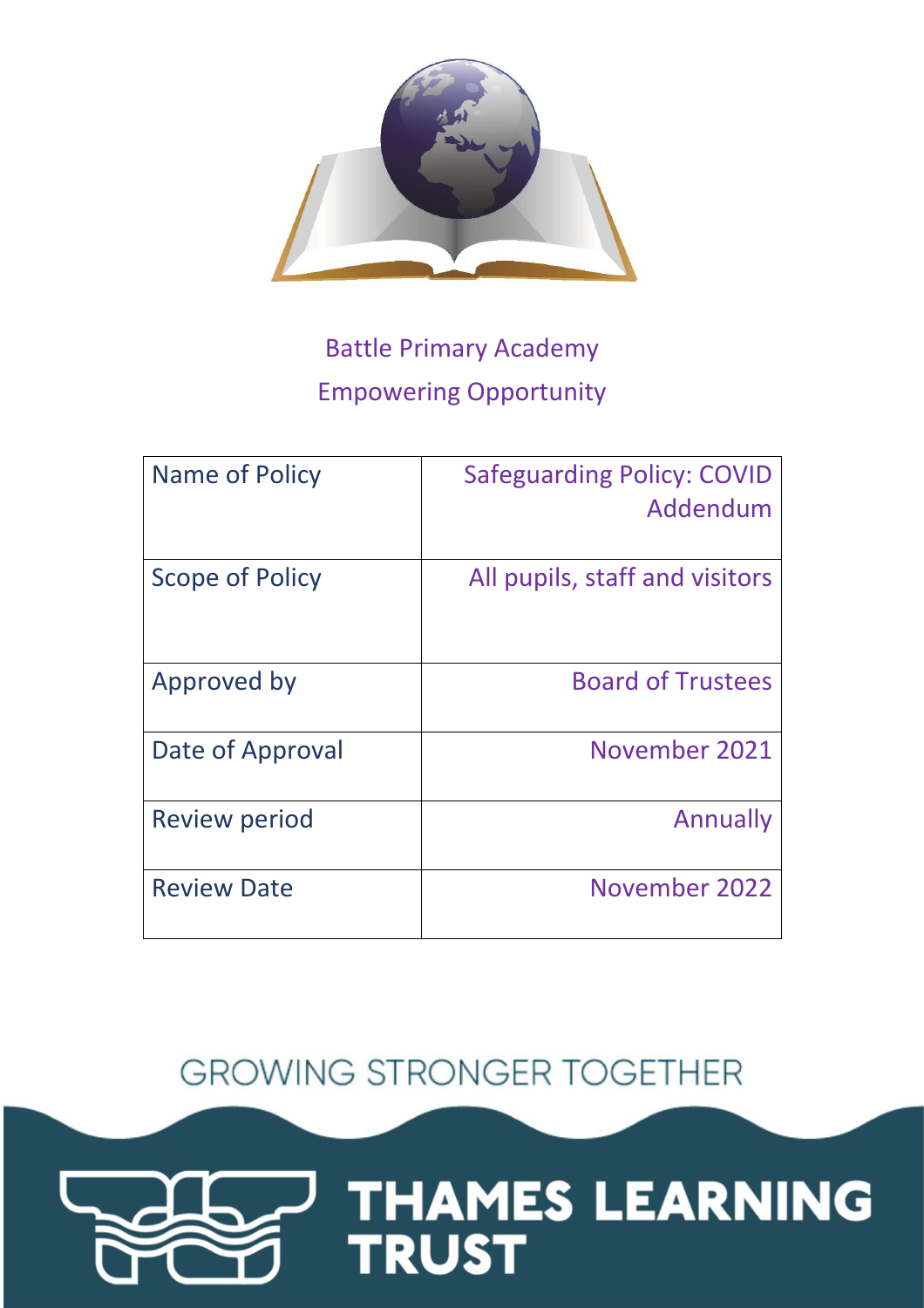Battle Primary Academy

Empowering Opportunity

| Name of Policy | Safeguarding Policy: COVID Addendum |
| --- | --- |
| Scope of Policy | All pupils, staff and visitors |
| Approved by | Board of Trustees |
| Date of Approval | November 2021 |
| Review period | Annually |
| Review Date | November 2022 |

GROWING STRONGER TOGETHER

THAMES LEARNING TRUST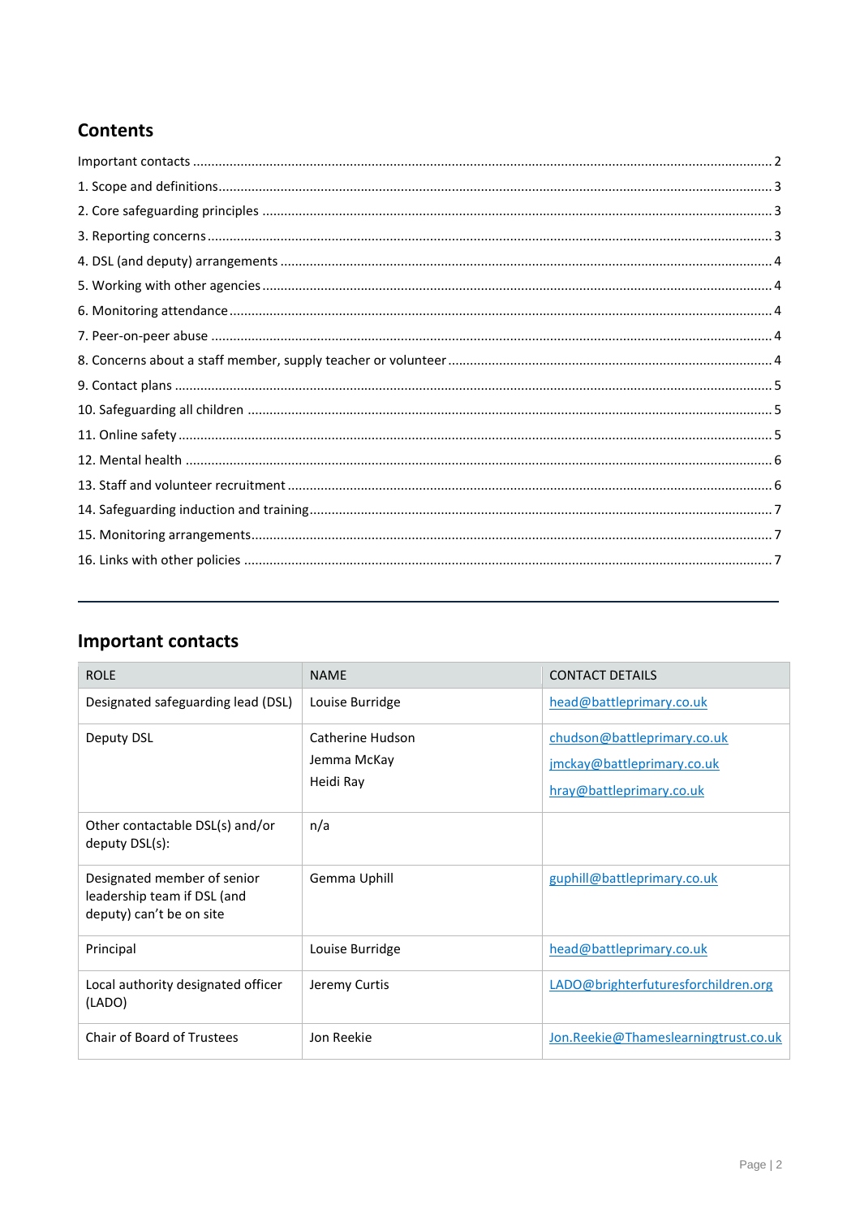## Contents

Important contacts ........ 2
1. Scope and definitions ........ 3
2. Core safeguarding principles ........ 3
3. Reporting concerns ........ 3
4. DSL (and deputy) arrangements ........ 4
5. Working with other agencies ........ 4
6. Monitoring attendance ........ 4
7. Peer-on-peer abuse ........ 4
8. Concerns about a staff member, supply teacher or volunteer ........ 4
9. Contact plans ........ 5
10. Safeguarding all children ........ 5
11. Online safety ........ 5
12. Mental health ........ 6
13. Staff and volunteer recruitment ........ 6
14. Safeguarding induction and training ........ 7
15. Monitoring arrangements ........ 7
16. Links with other policies ........ 7

---

## Important contacts

| ROLE | NAME | CONTACT DETAILS |
|---|---|---|
| Designated safeguarding lead (DSL) | Louise Burridge | head@battleprimary.co.uk |
| Deputy DSL | Catherine Hudson<br>Jemma McKay<br>Heidi Ray | chudson@battleprimary.co.uk<br>jmckay@battleprimary.co.uk<br>hray@battleprimary.co.uk |
| Other contactable DSL(s) and/or deputy DSL(s): | n/a | |
| Designated member of senior leadership team if DSL (and deputy) can't be on site | Gemma Uphill | guphill@battleprimary.co.uk |
| Principal | Louise Burridge | head@battleprimary.co.uk |
| Local authority designated officer (LADO) | Jeremy Curtis | LADO@brighterfuturesforchildren.org |
| Chair of Board of Trustees | Jon Reekie | Jon.Reekie@Thameslearningtrust.co.uk |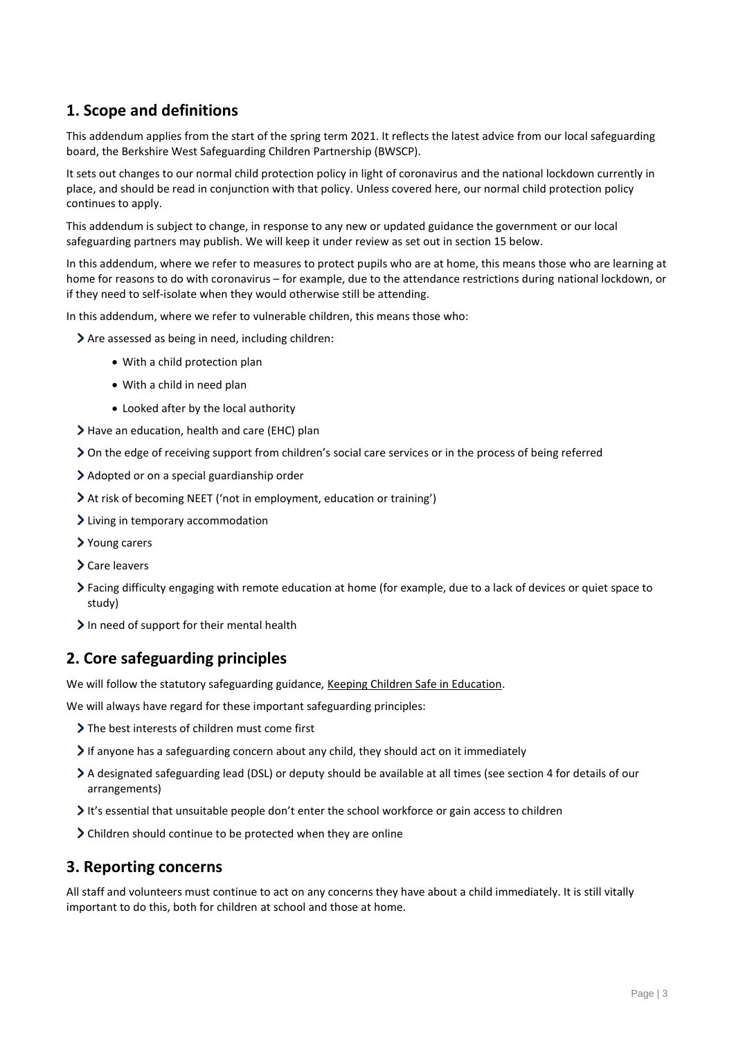## 1. Scope and definitions

This addendum applies from the start of the spring term 2021. It reflects the latest advice from our local safeguarding board, the Berkshire West Safeguarding Children Partnership (BWSCP).

It sets out changes to our normal child protection policy in light of coronavirus and the national lockdown currently in place, and should be read in conjunction with that policy. Unless covered here, our normal child protection policy continues to apply.

This addendum is subject to change, in response to any new or updated guidance the government or our local safeguarding partners may publish. We will keep it under review as set out in section 15 below.

In this addendum, where we refer to measures to protect pupils who are at home, this means those who are learning at home for reasons to do with coronavirus – for example, due to the attendance restrictions during national lockdown, or if they need to self-isolate when they would otherwise still be attending.

In this addendum, where we refer to vulnerable children, this means those who:

- Are assessed as being in need, including children:
    - With a child protection plan
    - With a child in need plan
    - Looked after by the local authority
- Have an education, health and care (EHC) plan
- On the edge of receiving support from children's social care services or in the process of being referred
- Adopted or on a special guardianship order
- At risk of becoming NEET ('not in employment, education or training')
- Living in temporary accommodation
- Young carers
- Care leavers
- Facing difficulty engaging with remote education at home (for example, due to a lack of devices or quiet space to study)
- In need of support for their mental health

## 2. Core safeguarding principles

We will follow the statutory safeguarding guidance, Keeping Children Safe in Education.

We will always have regard for these important safeguarding principles:

- The best interests of children must come first
- If anyone has a safeguarding concern about any child, they should act on it immediately
- A designated safeguarding lead (DSL) or deputy should be available at all times (see section 4 for details of our arrangements)
- It's essential that unsuitable people don't enter the school workforce or gain access to children
- Children should continue to be protected when they are online

## 3. Reporting concerns

All staff and volunteers must continue to act on any concerns they have about a child immediately. It is still vitally important to do this, both for children at school and those at home.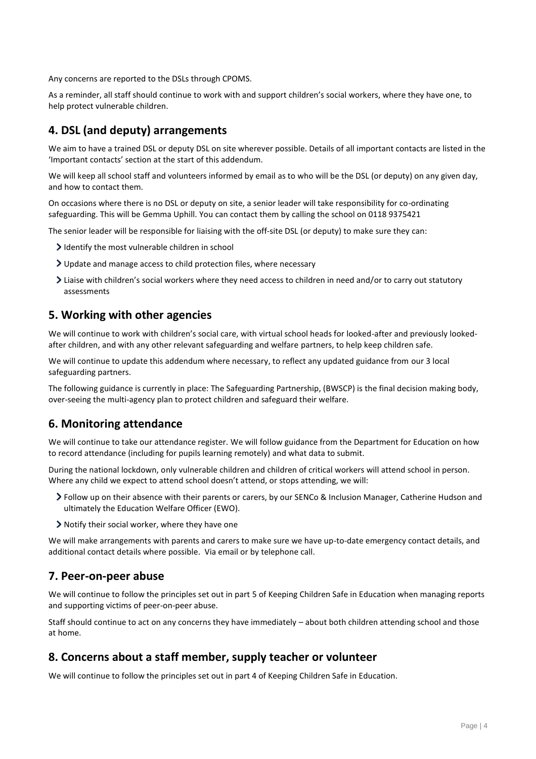Any concerns are reported to the DSLs through CPOMS.

As a reminder, all staff should continue to work with and support children's social workers, where they have one, to help protect vulnerable children.

## 4. DSL (and deputy) arrangements

We aim to have a trained DSL or deputy DSL on site wherever possible. Details of all important contacts are listed in the 'Important contacts' section at the start of this addendum.

We will keep all school staff and volunteers informed by email as to who will be the DSL (or deputy) on any given day, and how to contact them.

On occasions where there is no DSL or deputy on site, a senior leader will take responsibility for co-ordinating safeguarding. This will be Gemma Uphill. You can contact them by calling the school on 0118 9375421

The senior leader will be responsible for liaising with the off-site DSL (or deputy) to make sure they can:

- Identify the most vulnerable children in school
- Update and manage access to child protection files, where necessary
- Liaise with children's social workers where they need access to children in need and/or to carry out statutory assessments

## 5. Working with other agencies

We will continue to work with children's social care, with virtual school heads for looked-after and previously looked-after children, and with any other relevant safeguarding and welfare partners, to help keep children safe.

We will continue to update this addendum where necessary, to reflect any updated guidance from our 3 local safeguarding partners.

The following guidance is currently in place: The Safeguarding Partnership, (BWSCP) is the final decision making body, over-seeing the multi-agency plan to protect children and safeguard their welfare.

## 6. Monitoring attendance

We will continue to take our attendance register. We will follow guidance from the Department for Education on how to record attendance (including for pupils learning remotely) and what data to submit.

During the national lockdown, only vulnerable children and children of critical workers will attend school in person. Where any child we expect to attend school doesn't attend, or stops attending, we will:

- Follow up on their absence with their parents or carers, by our SENCo & Inclusion Manager, Catherine Hudson and ultimately the Education Welfare Officer (EWO).
- Notify their social worker, where they have one

We will make arrangements with parents and carers to make sure we have up-to-date emergency contact details, and additional contact details where possible. Via email or by telephone call.

## 7. Peer-on-peer abuse

We will continue to follow the principles set out in part 5 of Keeping Children Safe in Education when managing reports and supporting victims of peer-on-peer abuse.

Staff should continue to act on any concerns they have immediately – about both children attending school and those at home.

## 8. Concerns about a staff member, supply teacher or volunteer

We will continue to follow the principles set out in part 4 of Keeping Children Safe in Education.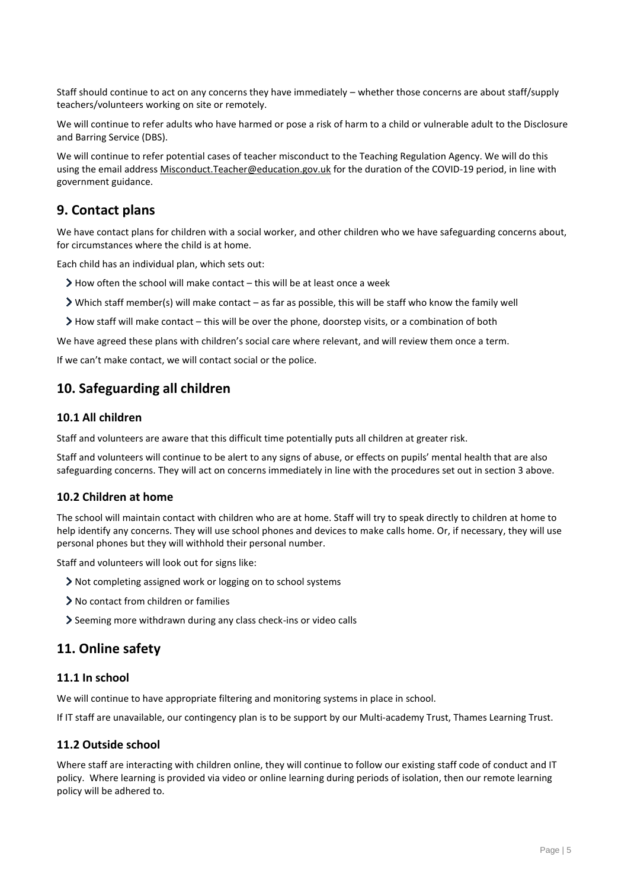Staff should continue to act on any concerns they have immediately – whether those concerns are about staff/supply teachers/volunteers working on site or remotely.

We will continue to refer adults who have harmed or pose a risk of harm to a child or vulnerable adult to the Disclosure and Barring Service (DBS).

We will continue to refer potential cases of teacher misconduct to the Teaching Regulation Agency. We will do this using the email address Misconduct.Teacher@education.gov.uk for the duration of the COVID-19 period, in line with government guidance.

## 9. Contact plans

We have contact plans for children with a social worker, and other children who we have safeguarding concerns about, for circumstances where the child is at home.

Each child has an individual plan, which sets out:

- How often the school will make contact – this will be at least once a week
- Which staff member(s) will make contact – as far as possible, this will be staff who know the family well
- How staff will make contact – this will be over the phone, doorstep visits, or a combination of both

We have agreed these plans with children's social care where relevant, and will review them once a term.

If we can't make contact, we will contact social or the police.

## 10. Safeguarding all children

### 10.1 All children

Staff and volunteers are aware that this difficult time potentially puts all children at greater risk.

Staff and volunteers will continue to be alert to any signs of abuse, or effects on pupils' mental health that are also safeguarding concerns. They will act on concerns immediately in line with the procedures set out in section 3 above.

### 10.2 Children at home

The school will maintain contact with children who are at home. Staff will try to speak directly to children at home to help identify any concerns. They will use school phones and devices to make calls home. Or, if necessary, they will use personal phones but they will withhold their personal number.

Staff and volunteers will look out for signs like:

- Not completing assigned work or logging on to school systems
- No contact from children or families
- Seeming more withdrawn during any class check-ins or video calls

## 11. Online safety

### 11.1 In school

We will continue to have appropriate filtering and monitoring systems in place in school.

If IT staff are unavailable, our contingency plan is to be support by our Multi-academy Trust, Thames Learning Trust.

### 11.2 Outside school

Where staff are interacting with children online, they will continue to follow our existing staff code of conduct and IT policy. Where learning is provided via video or online learning during periods of isolation, then our remote learning policy will be adhered to.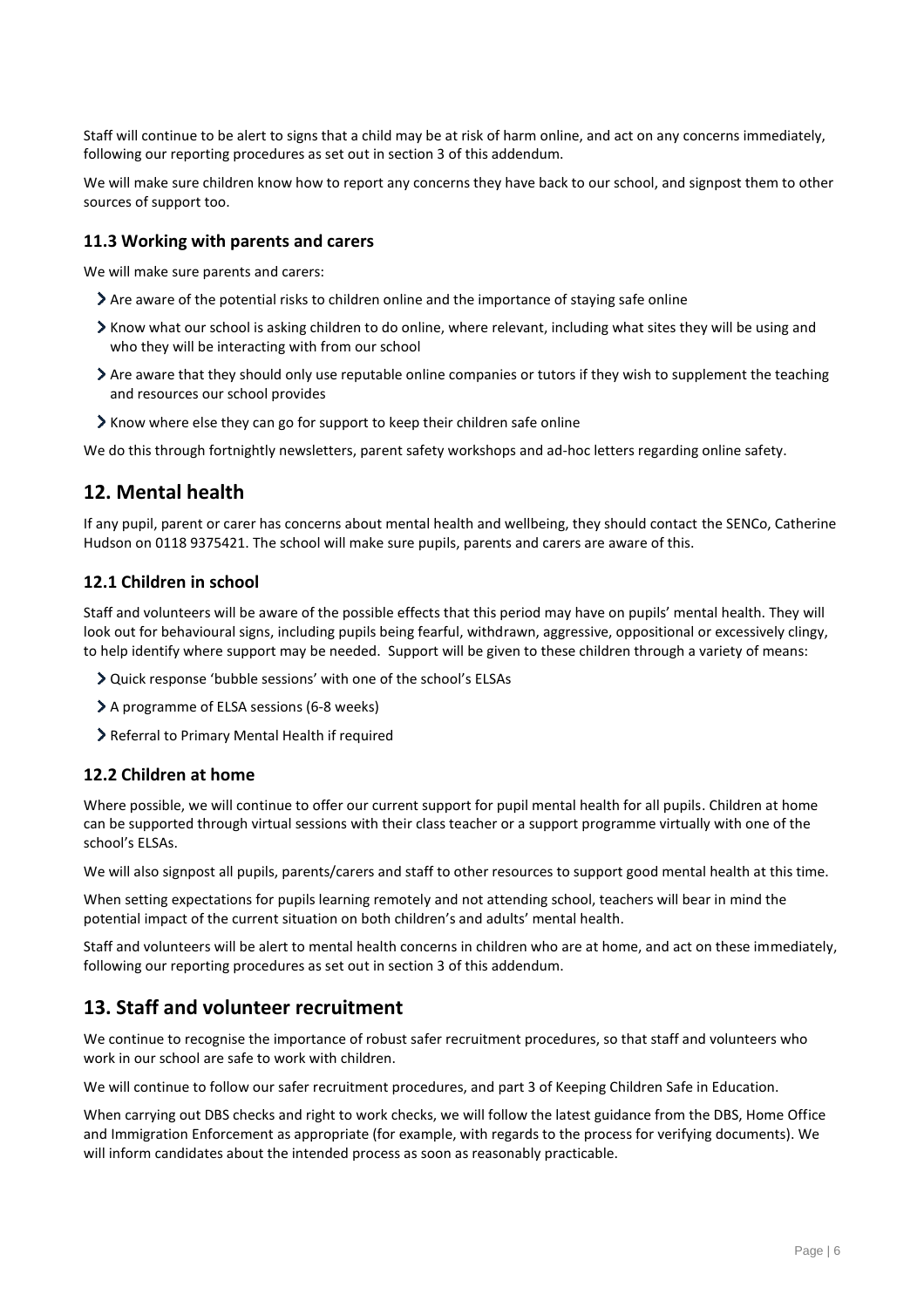Staff will continue to be alert to signs that a child may be at risk of harm online, and act on any concerns immediately, following our reporting procedures as set out in section 3 of this addendum.

We will make sure children know how to report any concerns they have back to our school, and signpost them to other sources of support too.

### 11.3 Working with parents and carers

We will make sure parents and carers:

- Are aware of the potential risks to children online and the importance of staying safe online
- Know what our school is asking children to do online, where relevant, including what sites they will be using and who they will be interacting with from our school
- Are aware that they should only use reputable online companies or tutors if they wish to supplement the teaching and resources our school provides
- Know where else they can go for support to keep their children safe online

We do this through fortnightly newsletters, parent safety workshops and ad-hoc letters regarding online safety.

## 12. Mental health

If any pupil, parent or carer has concerns about mental health and wellbeing, they should contact the SENCo, Catherine Hudson on 0118 9375421. The school will make sure pupils, parents and carers are aware of this.

### 12.1 Children in school

Staff and volunteers will be aware of the possible effects that this period may have on pupils' mental health. They will look out for behavioural signs, including pupils being fearful, withdrawn, aggressive, oppositional or excessively clingy, to help identify where support may be needed. Support will be given to these children through a variety of means:

- Quick response 'bubble sessions' with one of the school's ELSAs
- A programme of ELSA sessions (6-8 weeks)
- Referral to Primary Mental Health if required

### 12.2 Children at home

Where possible, we will continue to offer our current support for pupil mental health for all pupils. Children at home can be supported through virtual sessions with their class teacher or a support programme virtually with one of the school's ELSAs.

We will also signpost all pupils, parents/carers and staff to other resources to support good mental health at this time.

When setting expectations for pupils learning remotely and not attending school, teachers will bear in mind the potential impact of the current situation on both children's and adults' mental health.

Staff and volunteers will be alert to mental health concerns in children who are at home, and act on these immediately, following our reporting procedures as set out in section 3 of this addendum.

## 13. Staff and volunteer recruitment

We continue to recognise the importance of robust safer recruitment procedures, so that staff and volunteers who work in our school are safe to work with children.

We will continue to follow our safer recruitment procedures, and part 3 of Keeping Children Safe in Education.

When carrying out DBS checks and right to work checks, we will follow the latest guidance from the DBS, Home Office and Immigration Enforcement as appropriate (for example, with regards to the process for verifying documents). We will inform candidates about the intended process as soon as reasonably practicable.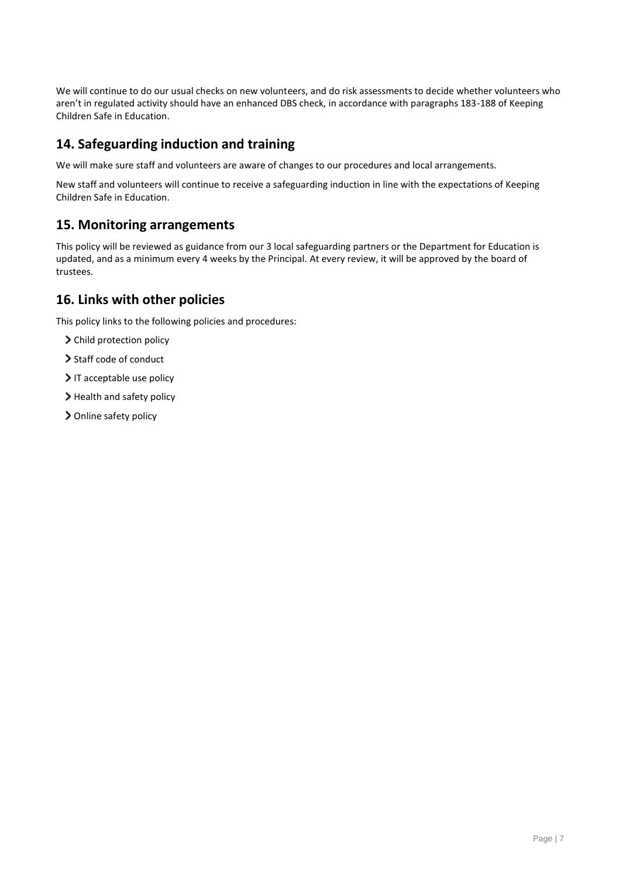We will continue to do our usual checks on new volunteers, and do risk assessments to decide whether volunteers who aren't in regulated activity should have an enhanced DBS check, in accordance with paragraphs 183-188 of Keeping Children Safe in Education.

## 14. Safeguarding induction and training

We will make sure staff and volunteers are aware of changes to our procedures and local arrangements.

New staff and volunteers will continue to receive a safeguarding induction in line with the expectations of Keeping Children Safe in Education.

## 15. Monitoring arrangements

This policy will be reviewed as guidance from our 3 local safeguarding partners or the Department for Education is updated, and as a minimum every 4 weeks by the Principal. At every review, it will be approved by the board of trustees.

## 16. Links with other policies

This policy links to the following policies and procedures:

- Child protection policy
- Staff code of conduct
- IT acceptable use policy
- Health and safety policy
- Online safety policy